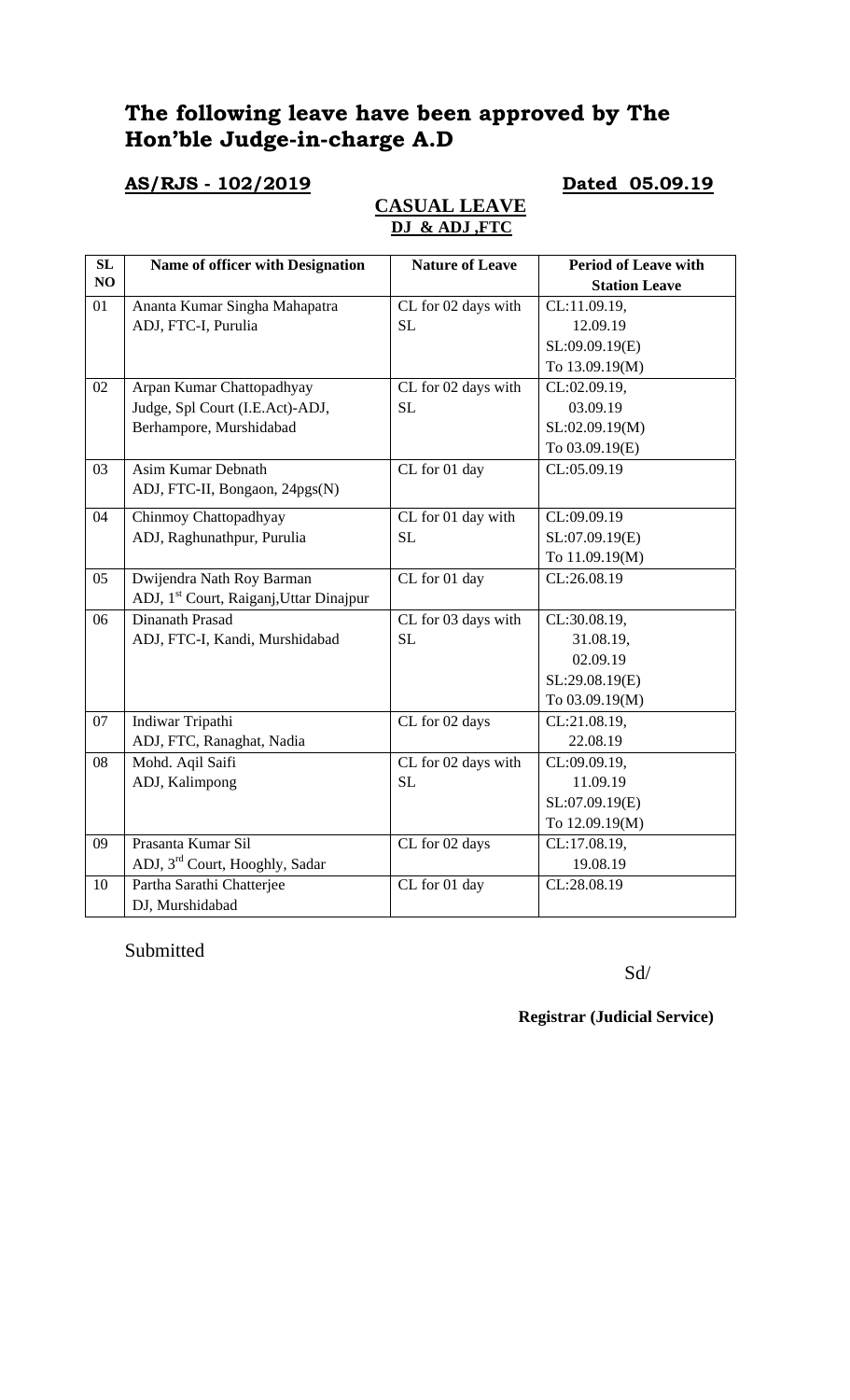# The following leave have been approved by The Hon'ble Judge-in-charge A.D

**AS/RJS - 102/2019** **Dated 05.09.19**

**CASUAL LEAVE**

**DJ & ADJ ,FTC**

| SL NO | Name of officer with Designation | Nature of Leave | Period of Leave with Station Leave |
|---|---|---|---|
| 01 | Ananta Kumar Singha Mahapatra<br>ADJ, FTC-I, Purulia | CL for 02 days with SL | CL:11.09.19,<br>12.09.19<br>SL:09.09.19(E)<br>To 13.09.19(M) |
| 02 | Arpan Kumar Chattopadhyay<br>Judge, Spl Court (I.E.Act)-ADJ,<br>Berhampore, Murshidabad | CL for 02 days with SL | CL:02.09.19,<br>03.09.19<br>SL:02.09.19(M)<br>To 03.09.19(E) |
| 03 | Asim Kumar Debnath<br>ADJ, FTC-II, Bongaon, 24pgs(N) | CL for 01 day | CL:05.09.19 |
| 04 | Chinmoy Chattopadhyay<br>ADJ, Raghunathpur, Purulia | CL for 01 day with SL | CL:09.09.19<br>SL:07.09.19(E)<br>To 11.09.19(M) |
| 05 | Dwijendra Nath Roy Barman<br>ADJ, 1st Court, Raiganj,Uttar Dinajpur | CL for 01 day | CL:26.08.19 |
| 06 | Dinanath Prasad<br>ADJ, FTC-I, Kandi, Murshidabad | CL for 03 days with SL | CL:30.08.19,<br>31.08.19,<br>02.09.19<br>SL:29.08.19(E)<br>To 03.09.19(M) |
| 07 | Indiwar Tripathi<br>ADJ, FTC, Ranaghat, Nadia | CL for 02 days | CL:21.08.19,<br>22.08.19 |
| 08 | Mohd. Aqil Saifi<br>ADJ, Kalimpong | CL for 02 days with SL | CL:09.09.19,<br>11.09.19<br>SL:07.09.19(E)<br>To 12.09.19(M) |
| 09 | Prasanta Kumar Sil<br>ADJ, 3rd Court, Hooghly, Sadar | CL for 02 days | CL:17.08.19,<br>19.08.19 |
| 10 | Partha Sarathi Chatterjee<br>DJ, Murshidabad | CL for 01 day | CL:28.08.19 |

Submitted

Sd/

**Registrar (Judicial Service)**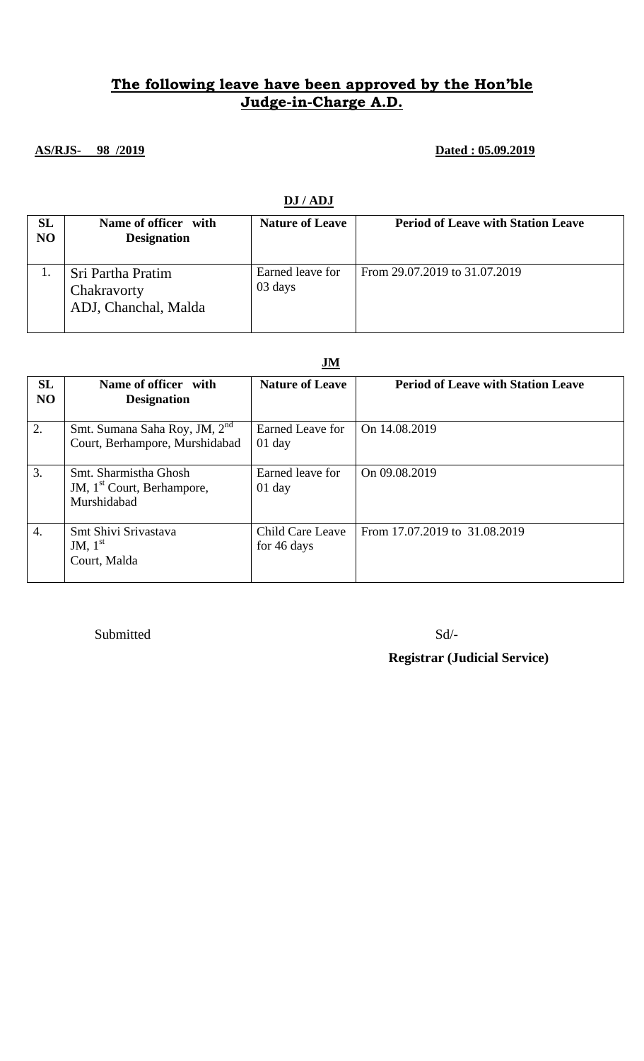## **The following leave have been approved by the Hon'ble Judge-in-Charge A.D.**

**AS/RJS- 98 /2019** **Dated : 05.09.2019**

**DJ / ADJ**

| SL NO | Name of officer with Designation | Nature of Leave | Period of Leave with Station Leave |
|---|---|---|---|
| 1. | Sri Partha Pratim Chakravorty ADJ, Chanchal, Malda | Earned leave for 03 days | From 29.07.2019 to 31.07.2019 |

**JM**

| SL NO | Name of officer with Designation | Nature of Leave | Period of Leave with Station Leave |
|---|---|---|---|
| 2. | Smt. Sumana Saha Roy, JM, 2nd Court, Berhampore, Murshidabad | Earned Leave for 01 day | On 14.08.2019 |
| 3. | Smt. Sharmistha Ghosh JM, 1st Court, Berhampore, Murshidabad | Earned leave for 01 day | On 09.08.2019 |
| 4. | Smt Shivi Srivastava JM, 1st Court, Malda | Child Care Leave for 46 days | From 17.07.2019 to 31.08.2019 |

Submitted

Sd/-

**Registrar (Judicial Service)**